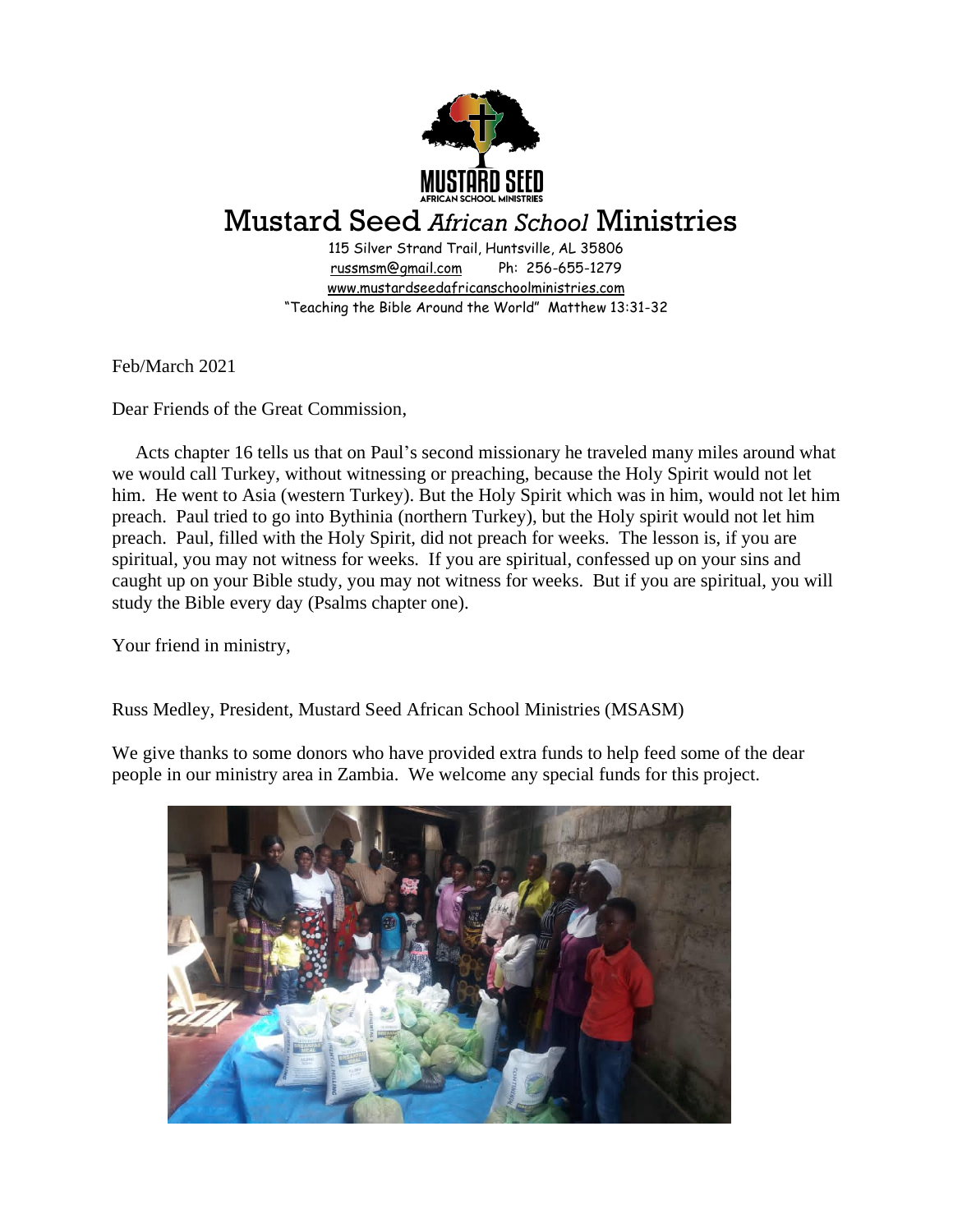# Mustard Seed *African School* Ministries

115 Silver Strand Trail, Huntsville, AL 35806
russmsm@gmail.com Ph: 256-655-1279
www.mustardseedafricanschoolministries.com
"Teaching the Bible Around the World" Matthew 13:31-32

Feb/March 2021

Dear Friends of the Great Commission,

Acts chapter 16 tells us that on Paul's second missionary he traveled many miles around what we would call Turkey, without witnessing or preaching, because the Holy Spirit would not let him. He went to Asia (western Turkey). But the Holy Spirit which was in him, would not let him preach. Paul tried to go into Bythinia (northern Turkey), but the Holy spirit would not let him preach. Paul, filled with the Holy Spirit, did not preach for weeks. The lesson is, if you are spiritual, you may not witness for weeks. If you are spiritual, confessed up on your sins and caught up on your Bible study, you may not witness for weeks. But if you are spiritual, you will study the Bible every day (Psalms chapter one).

Your friend in ministry,

Russ Medley, President, Mustard Seed African School Ministries (MSASM)

We give thanks to some donors who have provided extra funds to help feed some of the dear people in our ministry area in Zambia. We welcome any special funds for this project.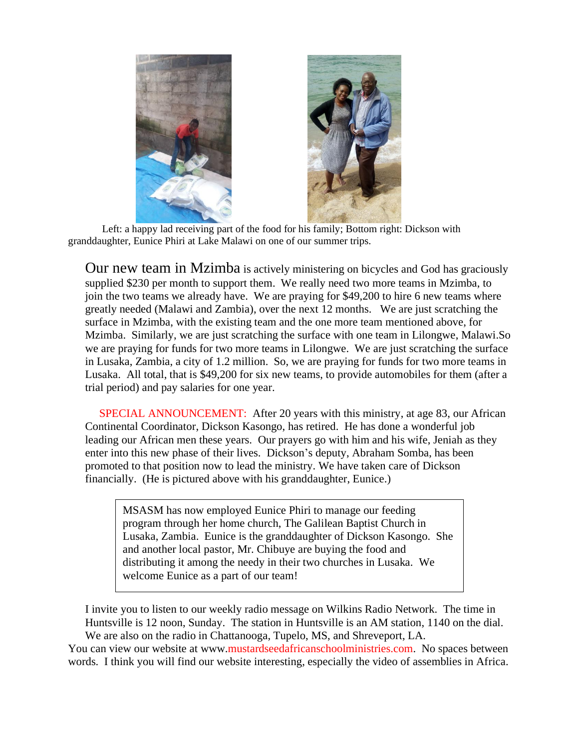Left: a happy lad receiving part of the food for his family; Bottom right: Dickson with granddaughter, Eunice Phiri at Lake Malawi on one of our summer trips.

Our new team in Mzimba is actively ministering on bicycles and God has graciously supplied $230 per month to support them. We really need two more teams in Mzimba, to join the two teams we already have. We are praying for $49,200 to hire 6 new teams where greatly needed (Malawi and Zambia), over the next 12 months. We are just scratching the surface in Mzimba, with the existing team and the one more team mentioned above, for Mzimba. Similarly, we are just scratching the surface with one team in Lilongwe, Malawi.So we are praying for funds for two more teams in Lilongwe. We are just scratching the surface in Lusaka, Zambia, a city of 1.2 million. So, we are praying for funds for two more teams in Lusaka. All total, that is $49,200 for six new teams, to provide automobiles for them (after a trial period) and pay salaries for one year.

SPECIAL ANNOUNCEMENT: After 20 years with this ministry, at age 83, our African Continental Coordinator, Dickson Kasongo, has retired. He has done a wonderful job leading our African men these years. Our prayers go with him and his wife, Jeniah as they enter into this new phase of their lives. Dickson's deputy, Abraham Somba, has been promoted to that position now to lead the ministry. We have taken care of Dickson financially. (He is pictured above with his granddaughter, Eunice.)

MSASM has now employed Eunice Phiri to manage our feeding program through her home church, The Galilean Baptist Church in Lusaka, Zambia. Eunice is the granddaughter of Dickson Kasongo. She and another local pastor, Mr. Chibuye are buying the food and distributing it among the needy in their two churches in Lusaka. We welcome Eunice as a part of our team!

I invite you to listen to our weekly radio message on Wilkins Radio Network. The time in Huntsville is 12 noon, Sunday. The station in Huntsville is an AM station, 1140 on the dial. We are also on the radio in Chattanooga, Tupelo, MS, and Shreveport, LA.

You can view our website at www.mustardseedafricanschoolministries.com. No spaces between words. I think you will find our website interesting, especially the video of assemblies in Africa.